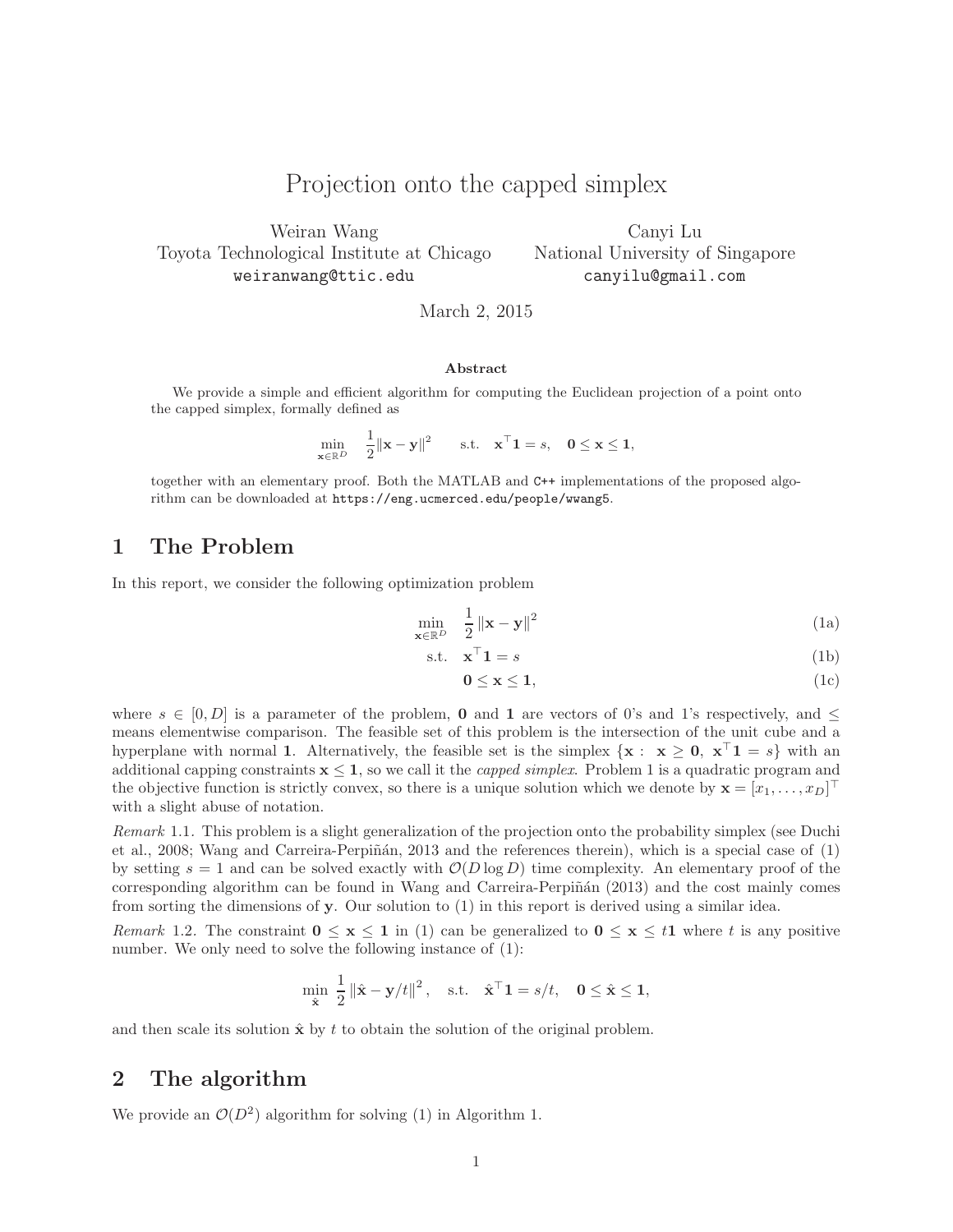# Projection onto the capped simplex

Weiran Wang
Toyota Technological Institute at Chicago
weiranwang@ttic.edu

Canyi Lu
National University of Singapore
canyilu@gmail.com

March 2, 2015

### Abstract

We provide a simple and efficient algorithm for computing the Euclidean projection of a point onto the capped simplex, formally defined as

$$\min_{\mathbf{x}\in\mathbb{R}^D} \quad \frac{1}{2}\|\mathbf{x}-\mathbf{y}\|^2 \qquad \text{s.t.} \quad \mathbf{x}^\top \mathbf{1} = s, \quad \mathbf{0} \leq \mathbf{x} \leq \mathbf{1},$$

together with an elementary proof. Both the MATLAB and C++ implementations of the proposed algorithm can be downloaded at https://eng.ucmerced.edu/people/wwang5.

## 1 The Problem

In this report, we consider the following optimization problem

$$\min_{\mathbf{x}\in\mathbb{R}^D} \quad \frac{1}{2}\|\mathbf{x}-\mathbf{y}\|^2 \tag{1a}$$

$$\text{s.t.} \quad \mathbf{x}^\top \mathbf{1} = s \tag{1b}$$

$$\mathbf{0} \leq \mathbf{x} \leq \mathbf{1}, \tag{1c}$$

where $s \in [0, D]$ is a parameter of the problem, $\mathbf{0}$ and $\mathbf{1}$ are vectors of 0's and 1's respectively, and $\leq$ means elementwise comparison. The feasible set of this problem is the intersection of the unit cube and a hyperplane with normal $\mathbf{1}$. Alternatively, the feasible set is the simplex $\{\mathbf{x}: \ \mathbf{x} \geq \mathbf{0}, \ \mathbf{x}^\top\mathbf{1} = s\}$ with an additional capping constraints $\mathbf{x} \leq \mathbf{1}$, so we call it the *capped simplex*. Problem 1 is a quadratic program and the objective function is strictly convex, so there is a unique solution which we denote by $\mathbf{x} = [x_1, \ldots, x_D]^\top$ with a slight abuse of notation.

*Remark* 1.1. This problem is a slight generalization of the projection onto the probability simplex (see Duchi et al., 2008; Wang and Carreira-Perpiñán, 2013 and the references therein), which is a special case of (1) by setting $s = 1$ and can be solved exactly with $\mathcal{O}(D \log D)$ time complexity. An elementary proof of the corresponding algorithm can be found in Wang and Carreira-Perpiñán (2013) and the cost mainly comes from sorting the dimensions of $\mathbf{y}$. Our solution to (1) in this report is derived using a similar idea.

*Remark* 1.2. The constraint $\mathbf{0} \leq \mathbf{x} \leq \mathbf{1}$ in (1) can be generalized to $\mathbf{0} \leq \mathbf{x} \leq t\mathbf{1}$ where $t$ is any positive number. We only need to solve the following instance of (1):

$$\min_{\hat{\mathbf{x}}} \ \frac{1}{2}\|\hat{\mathbf{x}} - \mathbf{y}/t\|^2, \quad \text{s.t.} \quad \hat{\mathbf{x}}^\top\mathbf{1} = s/t, \quad \mathbf{0} \leq \hat{\mathbf{x}} \leq \mathbf{1},$$

and then scale its solution $\hat{\mathbf{x}}$ by $t$ to obtain the solution of the original problem.

## 2 The algorithm

We provide an $\mathcal{O}(D^2)$ algorithm for solving (1) in Algorithm 1.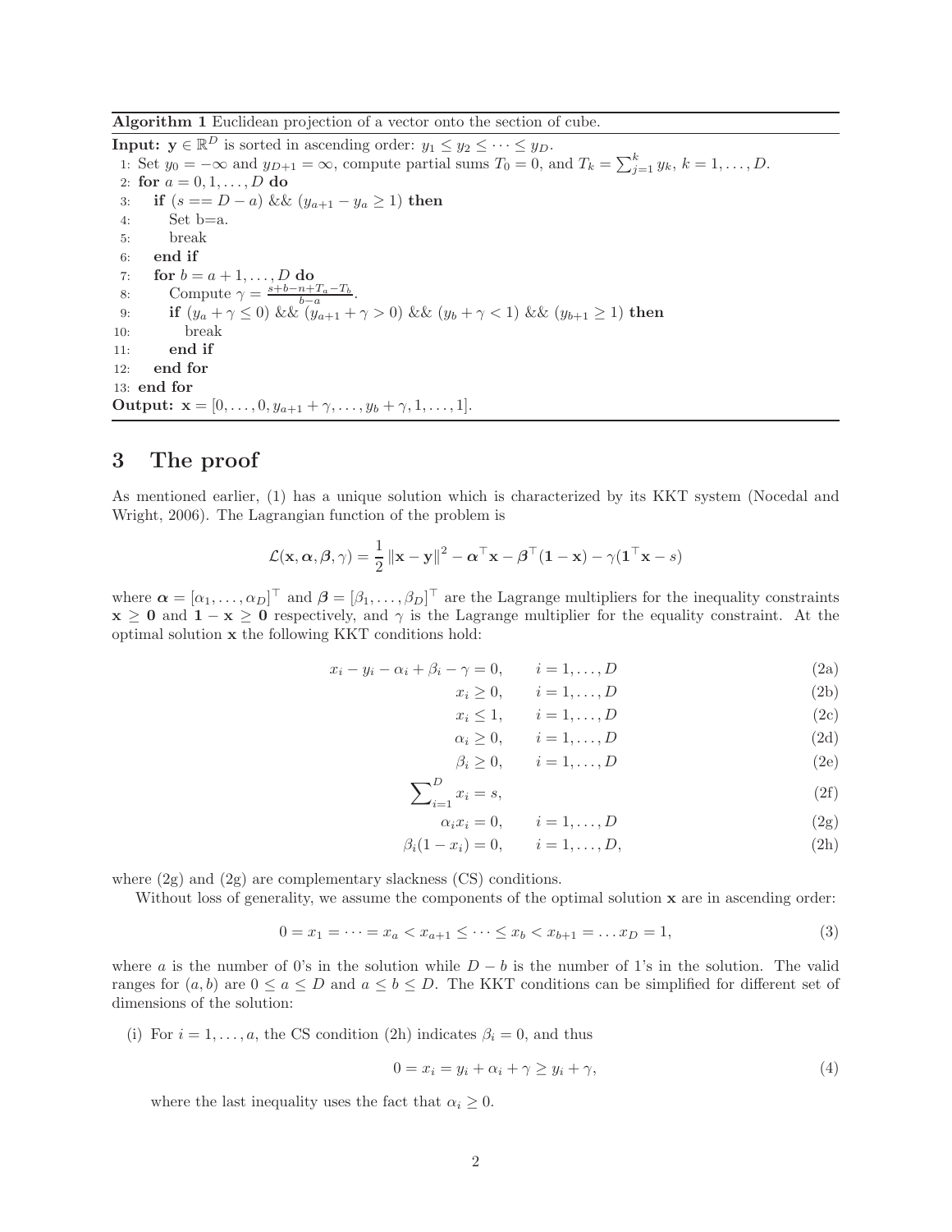**Algorithm 1** Euclidean projection of a vector onto the section of cube.

**Input:** $\mathbf{y} \in \mathbb{R}^D$ is sorted in ascending order: $y_1 \leq y_2 \leq \cdots \leq y_D$.

```
 1: Set y_0 = -∞ and y_{D+1} = ∞, compute partial sums T_0 = 0, and T_k = Σ_{j=1}^k y_j, k = 1,...,D.
 2: for a = 0,1,...,D do
 3:   if (s == D − a) && (y_{a+1} − y_a ≥ 1) then
 4:     Set b=a.
 5:     break
 6:   end if
 7:   for b = a+1,...,D do
 8:     Compute γ = (s+b−n+T_a−T_b)/(b−a).
 9:     if (y_a + γ ≤ 0) && (y_{a+1} + γ > 0) && (y_b + γ < 1) && (y_{b+1} ≥ 1) then
10:       break
11:     end if
12:   end for
13: end for
```

**Output:** $\mathbf{x} = [0, \ldots, 0, y_{a+1} + \gamma, \ldots, y_b + \gamma, 1, \ldots, 1]$.

# 3 The proof

As mentioned earlier, (1) has a unique solution which is characterized by its KKT system (Nocedal and Wright, 2006). The Lagrangian function of the problem is

$$\mathcal{L}(\mathbf{x}, \boldsymbol{\alpha}, \boldsymbol{\beta}, \gamma) = \frac{1}{2}\left\|\mathbf{x} - \mathbf{y}\right\|^2 - \boldsymbol{\alpha}^\top \mathbf{x} - \boldsymbol{\beta}^\top (\mathbf{1} - \mathbf{x}) - \gamma(\mathbf{1}^\top \mathbf{x} - s)$$

where $\boldsymbol{\alpha} = [\alpha_1, \ldots, \alpha_D]^\top$ and $\boldsymbol{\beta} = [\beta_1, \ldots, \beta_D]^\top$ are the Lagrange multipliers for the inequality constraints $\mathbf{x} \geq \mathbf{0}$ and $\mathbf{1} - \mathbf{x} \geq \mathbf{0}$ respectively, and $\gamma$ is the Lagrange multiplier for the equality constraint. At the optimal solution $\mathbf{x}$ the following KKT conditions hold:

$$x_i - y_i - \alpha_i + \beta_i - \gamma = 0, \qquad i = 1, \ldots, D \tag{2a}$$

$$x_i \geq 0, \qquad i = 1, \ldots, D \tag{2b}$$

$$x_i \leq 1, \qquad i = 1, \ldots, D \tag{2c}$$

$$\alpha_i \geq 0, \qquad i = 1, \ldots, D \tag{2d}$$

$$\beta_i \geq 0, \qquad i = 1, \ldots, D \tag{2e}$$

$$\sum\nolimits_{i=1}^{D} x_i = s, \tag{2f}$$

$$\alpha_i x_i = 0, \qquad i = 1, \ldots, D \tag{2g}$$

$$\beta_i (1 - x_i) = 0, \qquad i = 1, \ldots, D, \tag{2h}$$

where (2g) and (2g) are complementary slackness (CS) conditions.

Without loss of generality, we assume the components of the optimal solution $\mathbf{x}$ are in ascending order:

$$0 = x_1 = \cdots = x_a < x_{a+1} \leq \cdots \leq x_b < x_{b+1} = \ldots x_D = 1, \tag{3}$$

where $a$ is the number of 0's in the solution while $D - b$ is the number of 1's in the solution. The valid ranges for $(a, b)$ are $0 \leq a \leq D$ and $a \leq b \leq D$. The KKT conditions can be simplified for different set of dimensions of the solution:

(i) For $i = 1, \ldots, a$, the CS condition (2h) indicates $\beta_i = 0$, and thus

$$0 = x_i = y_i + \alpha_i + \gamma \geq y_i + \gamma, \tag{4}$$

where the last inequality uses the fact that $\alpha_i \geq 0$.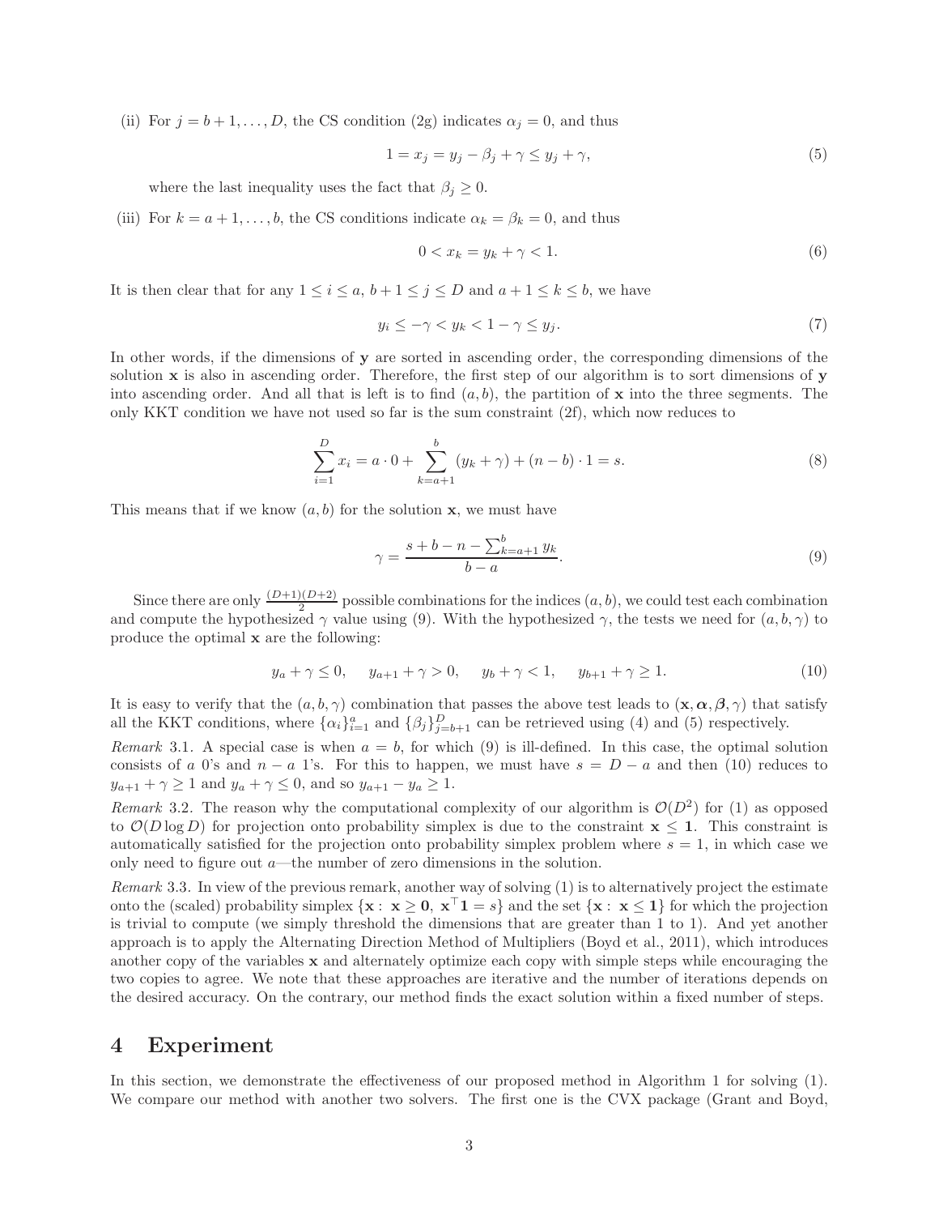(ii) For $j = b+1, \ldots, D$, the CS condition (2g) indicates $\alpha_j = 0$, and thus

$$1 = x_j = y_j - \beta_j + \gamma \leq y_j + \gamma, \tag{5}$$

where the last inequality uses the fact that $\beta_j \geq 0$.

(iii) For $k = a+1, \ldots, b$, the CS conditions indicate $\alpha_k = \beta_k = 0$, and thus

$$0 < x_k = y_k + \gamma < 1. \tag{6}$$

It is then clear that for any $1 \leq i \leq a$, $b+1 \leq j \leq D$ and $a+1 \leq k \leq b$, we have

$$y_i \leq -\gamma < y_k < 1 - \gamma \leq y_j. \tag{7}$$

In other words, if the dimensions of $\mathbf{y}$ are sorted in ascending order, the corresponding dimensions of the solution $\mathbf{x}$ is also in ascending order. Therefore, the first step of our algorithm is to sort dimensions of $\mathbf{y}$ into ascending order. And all that is left is to find $(a, b)$, the partition of $\mathbf{x}$ into the three segments. The only KKT condition we have not used so far is the sum constraint (2f), which now reduces to

$$\sum_{i=1}^{D} x_i = a \cdot 0 + \sum_{k=a+1}^{b} (y_k + \gamma) + (n - b) \cdot 1 = s. \tag{8}$$

This means that if we know $(a, b)$ for the solution $\mathbf{x}$, we must have

$$\gamma = \frac{s + b - n - \sum_{k=a+1}^{b} y_k}{b - a}. \tag{9}$$

Since there are only $\frac{(D+1)(D+2)}{2}$ possible combinations for the indices $(a, b)$, we could test each combination and compute the hypothesized $\gamma$ value using (9). With the hypothesized $\gamma$, the tests we need for $(a, b, \gamma)$ to produce the optimal $\mathbf{x}$ are the following:

$$y_a + \gamma \leq 0, \quad y_{a+1} + \gamma > 0, \quad y_b + \gamma < 1, \quad y_{b+1} + \gamma \geq 1. \tag{10}$$

It is easy to verify that the $(a, b, \gamma)$ combination that passes the above test leads to $(\mathbf{x}, \boldsymbol{\alpha}, \boldsymbol{\beta}, \gamma)$ that satisfy all the KKT conditions, where $\{\alpha_i\}_{i=1}^{a}$ and $\{\beta_j\}_{j=b+1}^{D}$ can be retrieved using (4) and (5) respectively.

*Remark* 3.1. A special case is when $a = b$, for which (9) is ill-defined. In this case, the optimal solution consists of $a$ 0's and $n - a$ 1's. For this to happen, we must have $s = D - a$ and then (10) reduces to $y_{a+1} + \gamma \geq 1$ and $y_a + \gamma \leq 0$, and so $y_{a+1} - y_a \geq 1$.

*Remark* 3.2. The reason why the computational complexity of our algorithm is $\mathcal{O}(D^2)$ for (1) as opposed to $\mathcal{O}(D \log D)$ for projection onto probability simplex is due to the constraint $\mathbf{x} \leq \mathbf{1}$. This constraint is automatically satisfied for the projection onto probability simplex problem where $s = 1$, in which case we only need to figure out $a$—the number of zero dimensions in the solution.

*Remark* 3.3. In view of the previous remark, another way of solving (1) is to alternatively project the estimate onto the (scaled) probability simplex $\{\mathbf{x} : \mathbf{x} \geq \mathbf{0}, \mathbf{x}^\top \mathbf{1} = s\}$ and the set $\{\mathbf{x} : \mathbf{x} \leq \mathbf{1}\}$ for which the projection is trivial to compute (we simply threshold the dimensions that are greater than 1 to 1). And yet another approach is to apply the Alternating Direction Method of Multipliers (Boyd et al., 2011), which introduces another copy of the variables $\mathbf{x}$ and alternately optimize each copy with simple steps while encouraging the two copies to agree. We note that these approaches are iterative and the number of iterations depends on the desired accuracy. On the contrary, our method finds the exact solution within a fixed number of steps.

# 4 Experiment

In this section, we demonstrate the effectiveness of our proposed method in Algorithm 1 for solving (1). We compare our method with another two solvers. The first one is the CVX package (Grant and Boyd,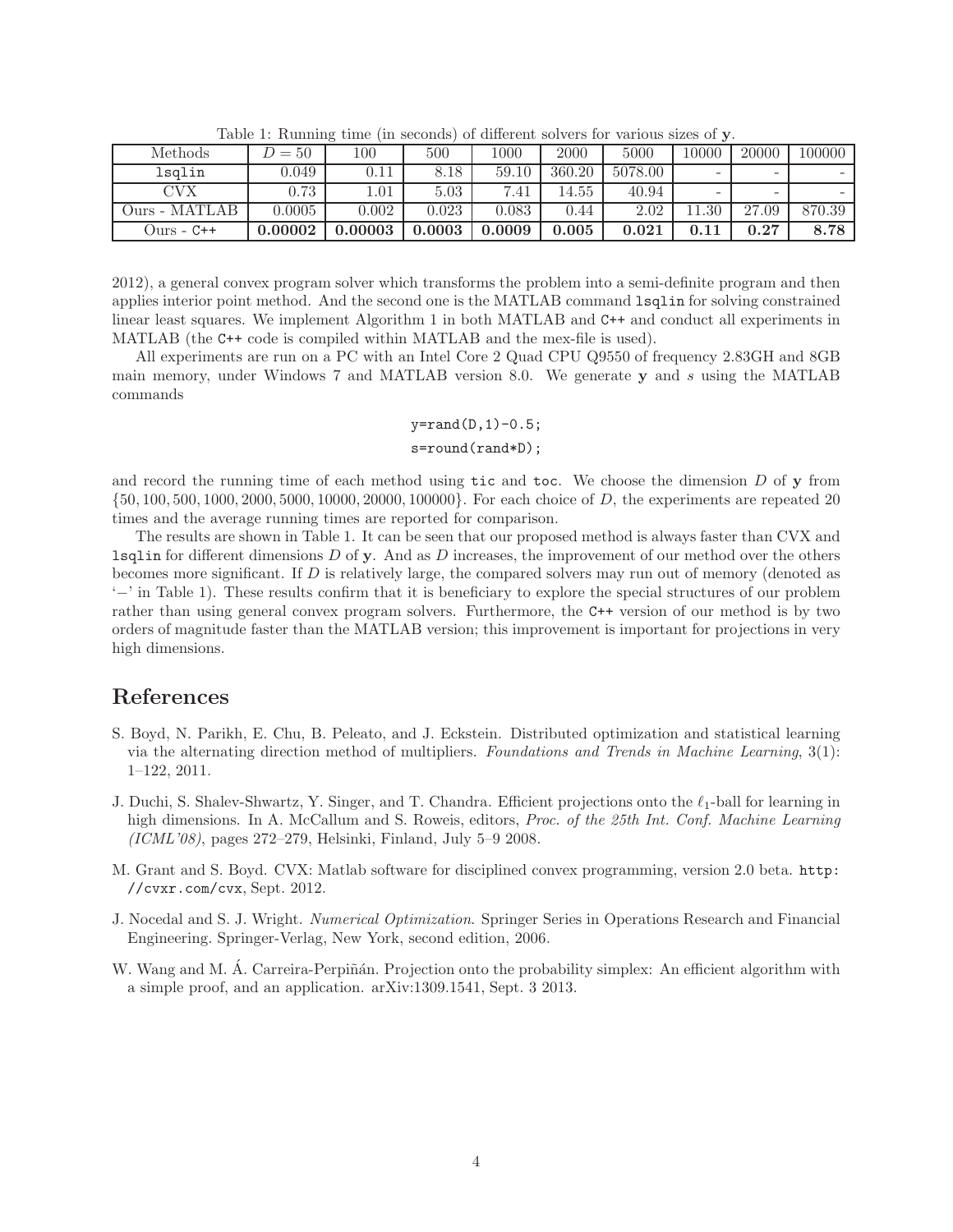Table 1: Running time (in seconds) of different solvers for various sizes of $\mathbf{y}$.

| Methods | $D = 50$ | 100 | 500 | 1000 | 2000 | 5000 | 10000 | 20000 | 100000 |
|---|---|---|---|---|---|---|---|---|---|
| `lsqlin` | 0.049 | 0.11 | 8.18 | 59.10 | 360.20 | 5078.00 | - | - | - |
| CVX | 0.73 | 1.01 | 5.03 | 7.41 | 14.55 | 40.94 | - | - | - |
| Ours - MATLAB | 0.0005 | 0.002 | 0.023 | 0.083 | 0.44 | 2.02 | 11.30 | 27.09 | 870.39 |
| Ours - `C++` | **0.00002** | **0.00003** | **0.0003** | **0.0009** | **0.005** | **0.021** | **0.11** | **0.27** | **8.78** |

2012), a general convex program solver which transforms the problem into a semi-definite program and then applies interior point method. And the second one is the MATLAB command `lsqlin` for solving constrained linear least squares. We implement Algorithm 1 in both MATLAB and `C++` and conduct all experiments in MATLAB (the `C++` code is compiled within MATLAB and the mex-file is used).

All experiments are run on a PC with an Intel Core 2 Quad CPU Q9550 of frequency 2.83GH and 8GB main memory, under Windows 7 and MATLAB version 8.0. We generate $\mathbf{y}$ and $s$ using the MATLAB commands

```
y=rand(D,1)-0.5;
s=round(rand*D);
```

and record the running time of each method using `tic` and `toc`. We choose the dimension $D$ of $\mathbf{y}$ from $\{50, 100, 500, 1000, 2000, 5000, 10000, 20000, 100000\}$. For each choice of $D$, the experiments are repeated 20 times and the average running times are reported for comparison.

The results are shown in Table 1. It can be seen that our proposed method is always faster than CVX and `lsqlin` for different dimensions $D$ of $\mathbf{y}$. And as $D$ increases, the improvement of our method over the others becomes more significant. If $D$ is relatively large, the compared solvers may run out of memory (denoted as '$-$' in Table 1). These results confirm that it is beneficiary to explore the special structures of our problem rather than using general convex program solvers. Furthermore, the `C++` version of our method is by two orders of magnitude faster than the MATLAB version; this improvement is important for projections in very high dimensions.

## References

S. Boyd, N. Parikh, E. Chu, B. Peleato, and J. Eckstein. Distributed optimization and statistical learning via the alternating direction method of multipliers. *Foundations and Trends in Machine Learning*, 3(1): 1–122, 2011.

J. Duchi, S. Shalev-Shwartz, Y. Singer, and T. Chandra. Efficient projections onto the $\ell_1$-ball for learning in high dimensions. In A. McCallum and S. Roweis, editors, *Proc. of the 25th Int. Conf. Machine Learning (ICML'08)*, pages 272–279, Helsinki, Finland, July 5–9 2008.

M. Grant and S. Boyd. CVX: Matlab software for disciplined convex programming, version 2.0 beta. `http://cvxr.com/cvx`, Sept. 2012.

J. Nocedal and S. J. Wright. *Numerical Optimization*. Springer Series in Operations Research and Financial Engineering. Springer-Verlag, New York, second edition, 2006.

W. Wang and M. Á. Carreira-Perpiñán. Projection onto the probability simplex: An efficient algorithm with a simple proof, and an application. arXiv:1309.1541, Sept. 3 2013.